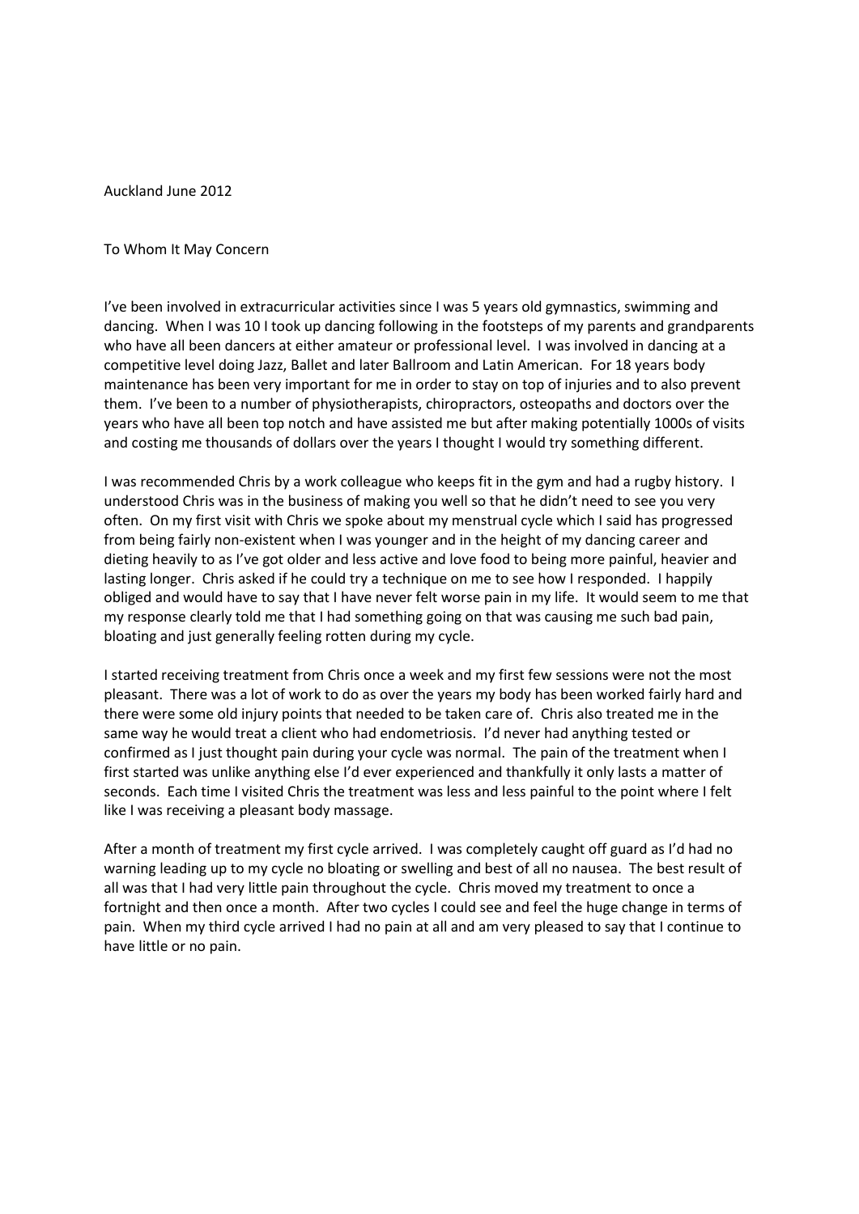Auckland June 2012

To Whom It May Concern

I've been involved in extracurricular activities since I was 5 years old gymnastics, swimming and dancing. When I was 10 I took up dancing following in the footsteps of my parents and grandparents who have all been dancers at either amateur or professional level. I was involved in dancing at a competitive level doing Jazz, Ballet and later Ballroom and Latin American. For 18 years body maintenance has been very important for me in order to stay on top of injuries and to also prevent them. I've been to a number of physiotherapists, chiropractors, osteopaths and doctors over the years who have all been top notch and have assisted me but after making potentially 1000s of visits and costing me thousands of dollars over the years I thought I would try something different.

I was recommended Chris by a work colleague who keeps fit in the gym and had a rugby history. I understood Chris was in the business of making you well so that he didn't need to see you very often. On my first visit with Chris we spoke about my menstrual cycle which I said has progressed from being fairly non-existent when I was younger and in the height of my dancing career and dieting heavily to as I've got older and less active and love food to being more painful, heavier and lasting longer. Chris asked if he could try a technique on me to see how I responded. I happily obliged and would have to say that I have never felt worse pain in my life. It would seem to me that my response clearly told me that I had something going on that was causing me such bad pain, bloating and just generally feeling rotten during my cycle.

I started receiving treatment from Chris once a week and my first few sessions were not the most pleasant. There was a lot of work to do as over the years my body has been worked fairly hard and there were some old injury points that needed to be taken care of. Chris also treated me in the same way he would treat a client who had endometriosis. I'd never had anything tested or confirmed as I just thought pain during your cycle was normal. The pain of the treatment when I first started was unlike anything else I'd ever experienced and thankfully it only lasts a matter of seconds. Each time I visited Chris the treatment was less and less painful to the point where I felt like I was receiving a pleasant body massage.

After a month of treatment my first cycle arrived. I was completely caught off guard as I'd had no warning leading up to my cycle no bloating or swelling and best of all no nausea. The best result of all was that I had very little pain throughout the cycle. Chris moved my treatment to once a fortnight and then once a month. After two cycles I could see and feel the huge change in terms of pain. When my third cycle arrived I had no pain at all and am very pleased to say that I continue to have little or no pain.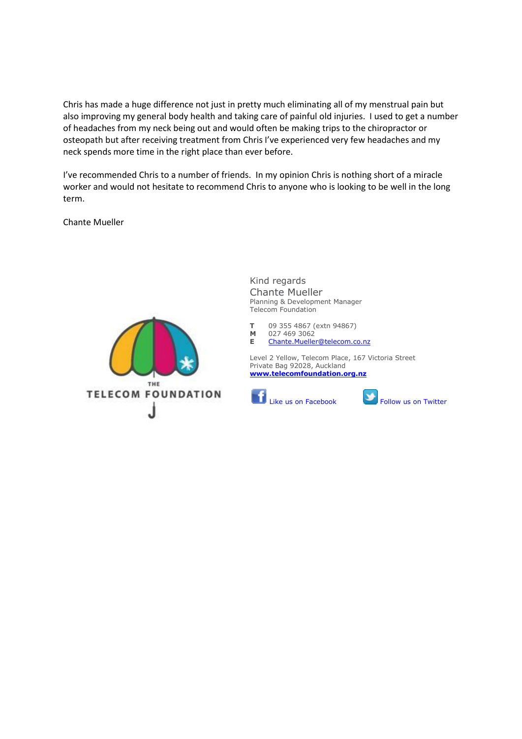Chris has made a huge difference not just in pretty much eliminating all of my menstrual pain but also improving my general body health and taking care of painful old injuries. I used to get a number of headaches from my neck being out and would often be making trips to the chiropractor or osteopath but after receiving treatment from Chris I've experienced very few headaches and my neck spends more time in the right place than ever before.

I've recommended Chris to a number of friends. In my opinion Chris is nothing short of a miracle worker and would not hesitate to recommend Chris to anyone who is looking to be well in the long term.

Chante Mueller

THE TELECOM FOUNDATION

Kind regards
Chante Mueller
Planning & Development Manager
Telecom Foundation

**T** 09 355 4867 (extn 94867)
**M** 027 469 3062
**E** Chante.Mueller@telecom.co.nz

Level 2 Yellow, Telecom Place, 167 Victoria Street
Private Bag 92028, Auckland
**www.telecomfoundation.org.nz**

Like us on Facebook    Follow us on Twitter